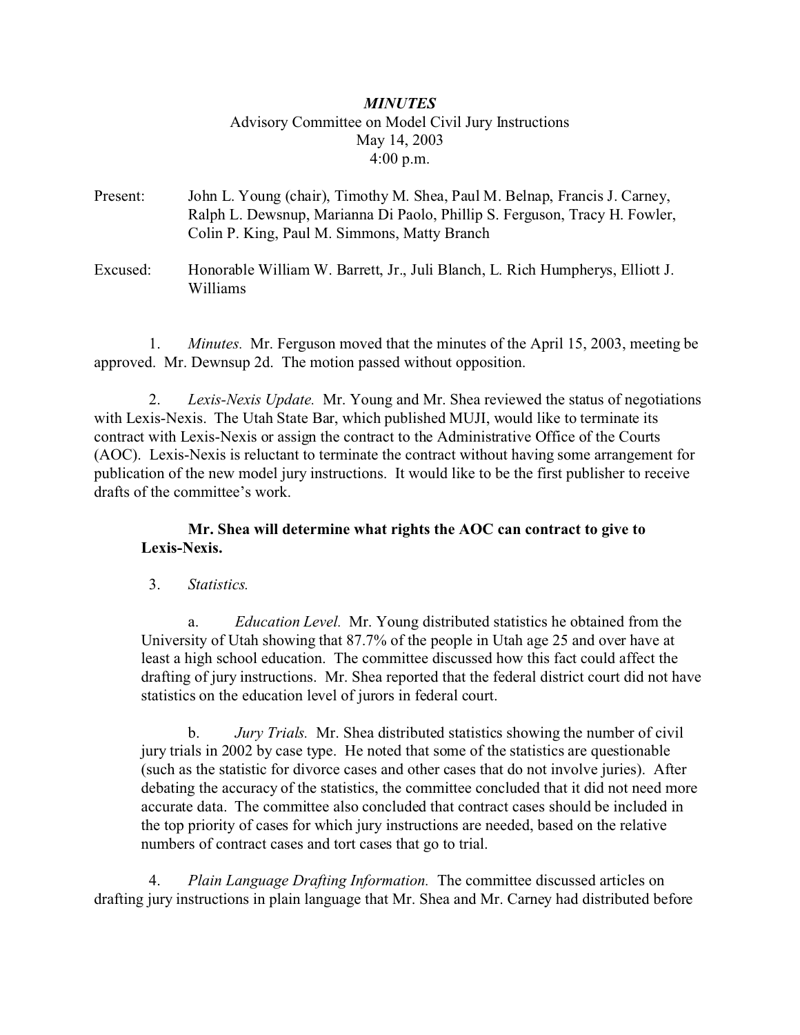***MINUTES***

Advisory Committee on Model Civil Jury Instructions
May 14, 2003
4:00 p.m.

Present: John L. Young (chair), Timothy M. Shea, Paul M. Belnap, Francis J. Carney, Ralph L. Dewsnup, Marianna Di Paolo, Phillip S. Ferguson, Tracy H. Fowler, Colin P. King, Paul M. Simmons, Matty Branch

Excused: Honorable William W. Barrett, Jr., Juli Blanch, L. Rich Humpherys, Elliott J. Williams

1. *Minutes.* Mr. Ferguson moved that the minutes of the April 15, 2003, meeting be approved. Mr. Dewnsup 2d. The motion passed without opposition.

2. *Lexis-Nexis Update.* Mr. Young and Mr. Shea reviewed the status of negotiations with Lexis-Nexis. The Utah State Bar, which published MUJI, would like to terminate its contract with Lexis-Nexis or assign the contract to the Administrative Office of the Courts (AOC). Lexis-Nexis is reluctant to terminate the contract without having some arrangement for publication of the new model jury instructions. It would like to be the first publisher to receive drafts of the committee's work.

**Mr. Shea will determine what rights the AOC can contract to give to Lexis-Nexis.**

3. *Statistics.*

a. *Education Level.* Mr. Young distributed statistics he obtained from the University of Utah showing that 87.7% of the people in Utah age 25 and over have at least a high school education. The committee discussed how this fact could affect the drafting of jury instructions. Mr. Shea reported that the federal district court did not have statistics on the education level of jurors in federal court.

b. *Jury Trials.* Mr. Shea distributed statistics showing the number of civil jury trials in 2002 by case type. He noted that some of the statistics are questionable (such as the statistic for divorce cases and other cases that do not involve juries). After debating the accuracy of the statistics, the committee concluded that it did not need more accurate data. The committee also concluded that contract cases should be included in the top priority of cases for which jury instructions are needed, based on the relative numbers of contract cases and tort cases that go to trial.

4. *Plain Language Drafting Information.* The committee discussed articles on drafting jury instructions in plain language that Mr. Shea and Mr. Carney had distributed before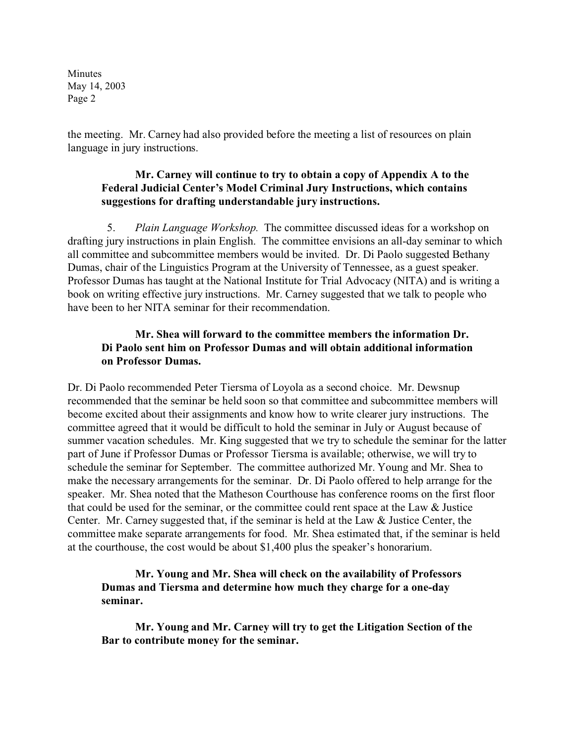the meeting. Mr. Carney had also provided before the meeting a list of resources on plain language in jury instructions.

> **Mr. Carney will continue to try to obtain a copy of Appendix A to the Federal Judicial Center's Model Criminal Jury Instructions, which contains suggestions for drafting understandable jury instructions.**

5. *Plain Language Workshop.* The committee discussed ideas for a workshop on drafting jury instructions in plain English. The committee envisions an all-day seminar to which all committee and subcommittee members would be invited. Dr. Di Paolo suggested Bethany Dumas, chair of the Linguistics Program at the University of Tennessee, as a guest speaker. Professor Dumas has taught at the National Institute for Trial Advocacy (NITA) and is writing a book on writing effective jury instructions. Mr. Carney suggested that we talk to people who have been to her NITA seminar for their recommendation.

> **Mr. Shea will forward to the committee members the information Dr. Di Paolo sent him on Professor Dumas and will obtain additional information on Professor Dumas.**

Dr. Di Paolo recommended Peter Tiersma of Loyola as a second choice. Mr. Dewsnup recommended that the seminar be held soon so that committee and subcommittee members will become excited about their assignments and know how to write clearer jury instructions. The committee agreed that it would be difficult to hold the seminar in July or August because of summer vacation schedules. Mr. King suggested that we try to schedule the seminar for the latter part of June if Professor Dumas or Professor Tiersma is available; otherwise, we will try to schedule the seminar for September. The committee authorized Mr. Young and Mr. Shea to make the necessary arrangements for the seminar. Dr. Di Paolo offered to help arrange for the speaker. Mr. Shea noted that the Matheson Courthouse has conference rooms on the first floor that could be used for the seminar, or the committee could rent space at the Law & Justice Center. Mr. Carney suggested that, if the seminar is held at the Law & Justice Center, the committee make separate arrangements for food. Mr. Shea estimated that, if the seminar is held at the courthouse, the cost would be about $1,400 plus the speaker's honorarium.

> **Mr. Young and Mr. Shea will check on the availability of Professors Dumas and Tiersma and determine how much they charge for a one-day seminar.**

> **Mr. Young and Mr. Carney will try to get the Litigation Section of the Bar to contribute money for the seminar.**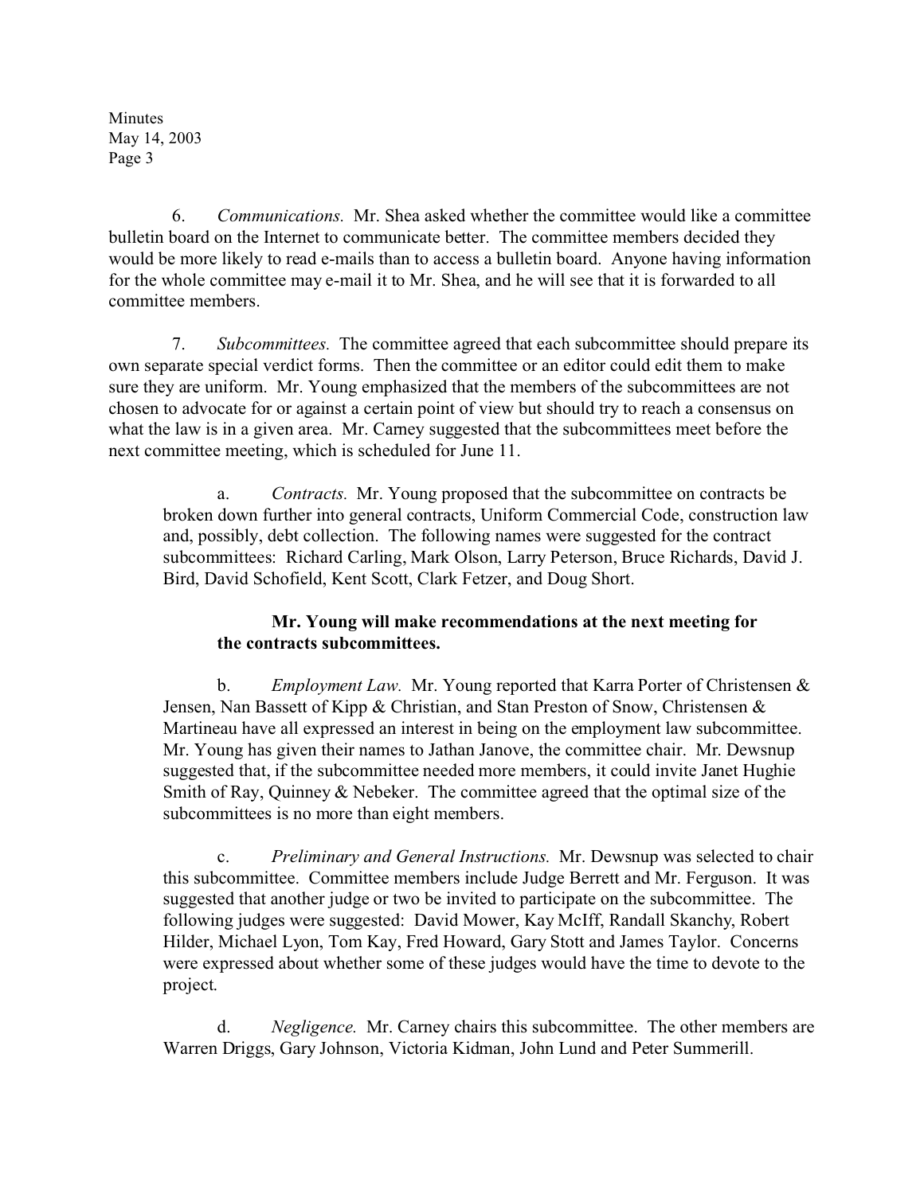6. *Communications.* Mr. Shea asked whether the committee would like a committee bulletin board on the Internet to communicate better. The committee members decided they would be more likely to read e-mails than to access a bulletin board. Anyone having information for the whole committee may e-mail it to Mr. Shea, and he will see that it is forwarded to all committee members.

7. *Subcommittees.* The committee agreed that each subcommittee should prepare its own separate special verdict forms. Then the committee or an editor could edit them to make sure they are uniform. Mr. Young emphasized that the members of the subcommittees are not chosen to advocate for or against a certain point of view but should try to reach a consensus on what the law is in a given area. Mr. Carney suggested that the subcommittees meet before the next committee meeting, which is scheduled for June 11.

a. *Contracts.* Mr. Young proposed that the subcommittee on contracts be broken down further into general contracts, Uniform Commercial Code, construction law and, possibly, debt collection. The following names were suggested for the contract subcommittees: Richard Carling, Mark Olson, Larry Peterson, Bruce Richards, David J. Bird, David Schofield, Kent Scott, Clark Fetzer, and Doug Short.

**Mr. Young will make recommendations at the next meeting for the contracts subcommittees.**

b. *Employment Law.* Mr. Young reported that Karra Porter of Christensen & Jensen, Nan Bassett of Kipp & Christian, and Stan Preston of Snow, Christensen & Martineau have all expressed an interest in being on the employment law subcommittee. Mr. Young has given their names to Jathan Janove, the committee chair. Mr. Dewsnup suggested that, if the subcommittee needed more members, it could invite Janet Hughie Smith of Ray, Quinney & Nebeker. The committee agreed that the optimal size of the subcommittees is no more than eight members.

c. *Preliminary and General Instructions.* Mr. Dewsnup was selected to chair this subcommittee. Committee members include Judge Berrett and Mr. Ferguson. It was suggested that another judge or two be invited to participate on the subcommittee. The following judges were suggested: David Mower, Kay McIff, Randall Skanchy, Robert Hilder, Michael Lyon, Tom Kay, Fred Howard, Gary Stott and James Taylor. Concerns were expressed about whether some of these judges would have the time to devote to the project.

d. *Negligence.* Mr. Carney chairs this subcommittee. The other members are Warren Driggs, Gary Johnson, Victoria Kidman, John Lund and Peter Summerill.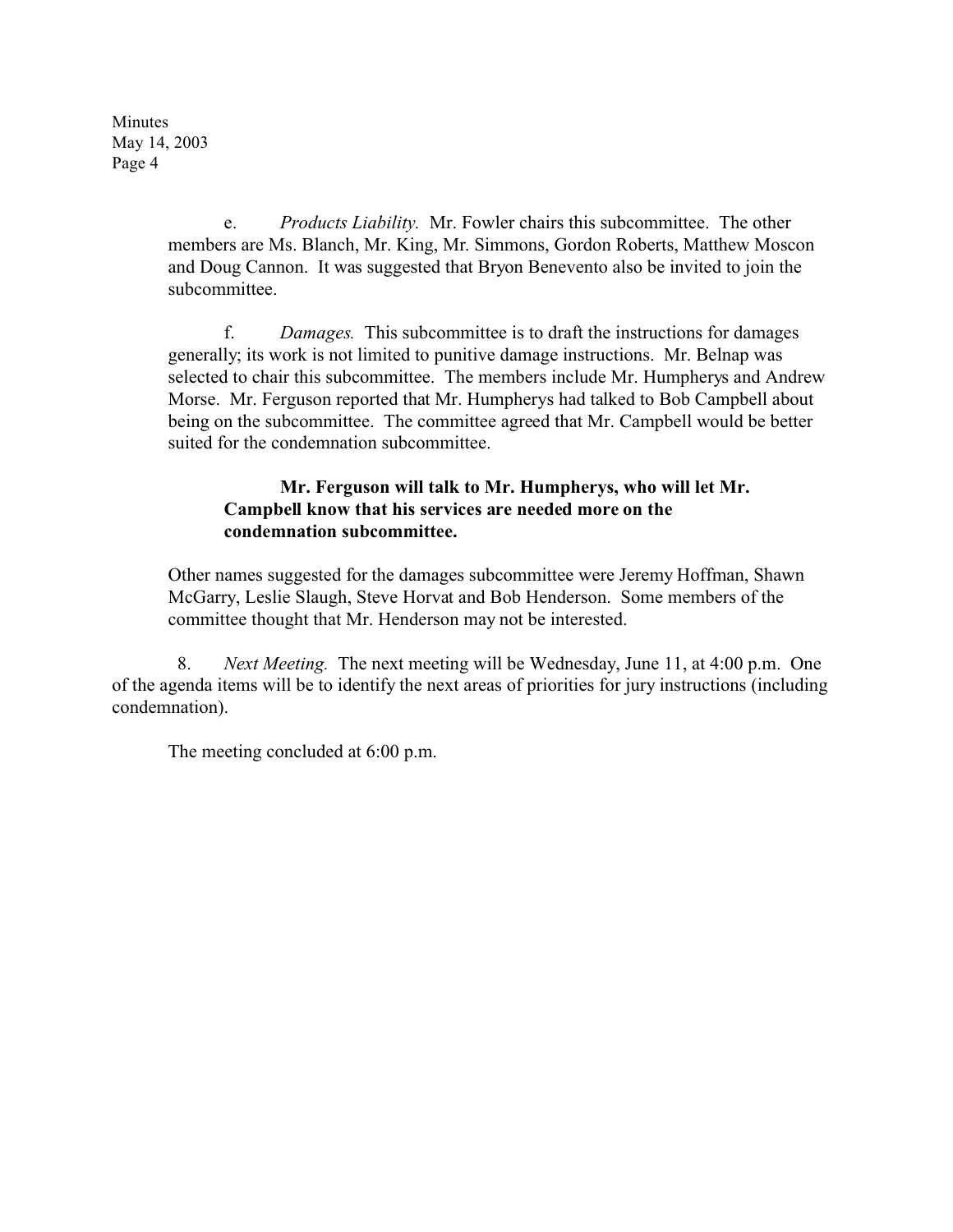e. *Products Liability.* Mr. Fowler chairs this subcommittee. The other members are Ms. Blanch, Mr. King, Mr. Simmons, Gordon Roberts, Matthew Moscon and Doug Cannon. It was suggested that Bryon Benevento also be invited to join the subcommittee.

f. *Damages.* This subcommittee is to draft the instructions for damages generally; its work is not limited to punitive damage instructions. Mr. Belnap was selected to chair this subcommittee. The members include Mr. Humpherys and Andrew Morse. Mr. Ferguson reported that Mr. Humpherys had talked to Bob Campbell about being on the subcommittee. The committee agreed that Mr. Campbell would be better suited for the condemnation subcommittee.

**Mr. Ferguson will talk to Mr. Humpherys, who will let Mr. Campbell know that his services are needed more on the condemnation subcommittee.**

Other names suggested for the damages subcommittee were Jeremy Hoffman, Shawn McGarry, Leslie Slaugh, Steve Horvat and Bob Henderson. Some members of the committee thought that Mr. Henderson may not be interested.

8. *Next Meeting.* The next meeting will be Wednesday, June 11, at 4:00 p.m. One of the agenda items will be to identify the next areas of priorities for jury instructions (including condemnation).

The meeting concluded at 6:00 p.m.